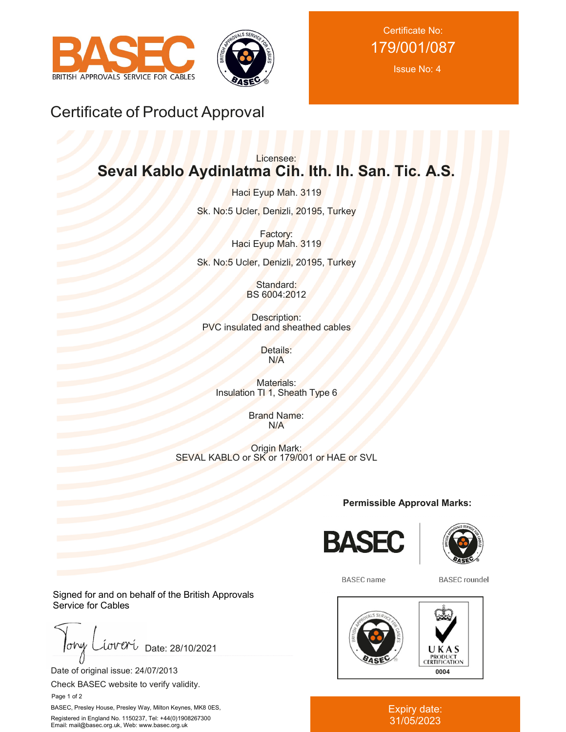BASEC
BRITISH APPROVALS SERVICE FOR CABLES

Certificate No:
179/001/087
Issue No: 4

# Certificate of Product Approval

Licensee:
**Seval Kablo Aydinlatma Cih. Ith. Ih. San. Tic. A.S.**

Haci Eyup Mah. 3119

Sk. No:5 Ucler, Denizli, 20195, Turkey

Factory:
Haci Eyup Mah. 3119

Sk. No:5 Ucler, Denizli, 20195, Turkey

Standard:
BS 6004:2012

Description:
PVC insulated and sheathed cables

Details:
N/A

Materials:
Insulation TI 1, Sheath Type 6

Brand Name:
N/A

Origin Mark:
SEVAL KABLO or SK or 179/001 or HAE or SVL

**Permissible Approval Marks:**

BASEC name | BASEC roundel

UKAS PRODUCT CERTIFICATION 0004

Signed for and on behalf of the British Approvals Service for Cables

Tony Liveri Date: 28/10/2021

Date of original issue: 24/07/2013

Check BASEC website to verify validity.

BASEC, Presley House, Presley Way, Milton Keynes, MK8 0ES,

Registered in England No. 1150237, Tel: +44(0)1908267300
Email: mail@basec.org.uk, Web: www.basec.org.uk

Expiry date:
31/05/2023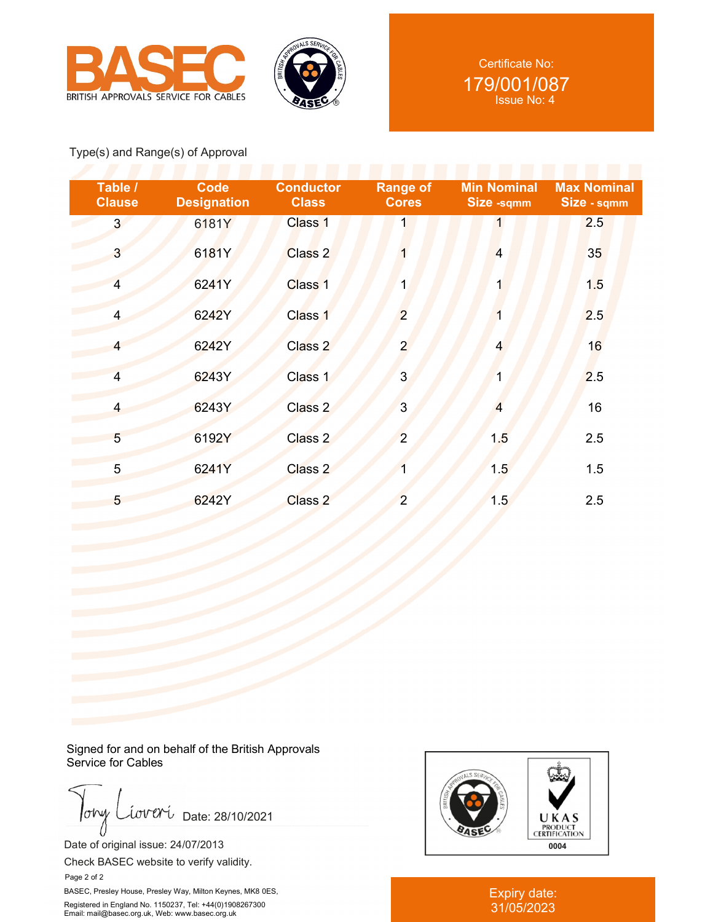BASEC

BRITISH APPROVALS SERVICE FOR CABLES

Certificate No:
179/001/087
Issue No: 4

Type(s) and Range(s) of Approval

| Table / Clause | Code Designation | Conductor Class | Range of Cores | Min Nominal Size -sqmm | Max Nominal Size - sqmm |
|---|---|---|---|---|---|
| 3 | 6181Y | Class 1 | 1 | 1 | 2.5 |
| 3 | 6181Y | Class 2 | 1 | 4 | 35 |
| 4 | 6241Y | Class 1 | 1 | 1 | 1.5 |
| 4 | 6242Y | Class 1 | 2 | 1 | 2.5 |
| 4 | 6242Y | Class 2 | 2 | 4 | 16 |
| 4 | 6243Y | Class 1 | 3 | 1 | 2.5 |
| 4 | 6243Y | Class 2 | 3 | 4 | 16 |
| 5 | 6192Y | Class 2 | 2 | 1.5 | 2.5 |
| 5 | 6241Y | Class 2 | 1 | 1.5 | 1.5 |
| 5 | 6242Y | Class 2 | 2 | 1.5 | 2.5 |

Signed for and on behalf of the British Approvals Service for Cables

Tony Liover Date: 28/10/2021

Date of original issue: 24/07/2013

Check BASEC website to verify validity.

BASEC, Presley House, Presley Way, Milton Keynes, MK8 0ES,

Registered in England No. 1150237, Tel: +44(0)1908267300
Email: mail@basec.org.uk, Web: www.basec.org.uk

UKAS PRODUCT CERTIFICATION 0004

Expiry date:
31/05/2023